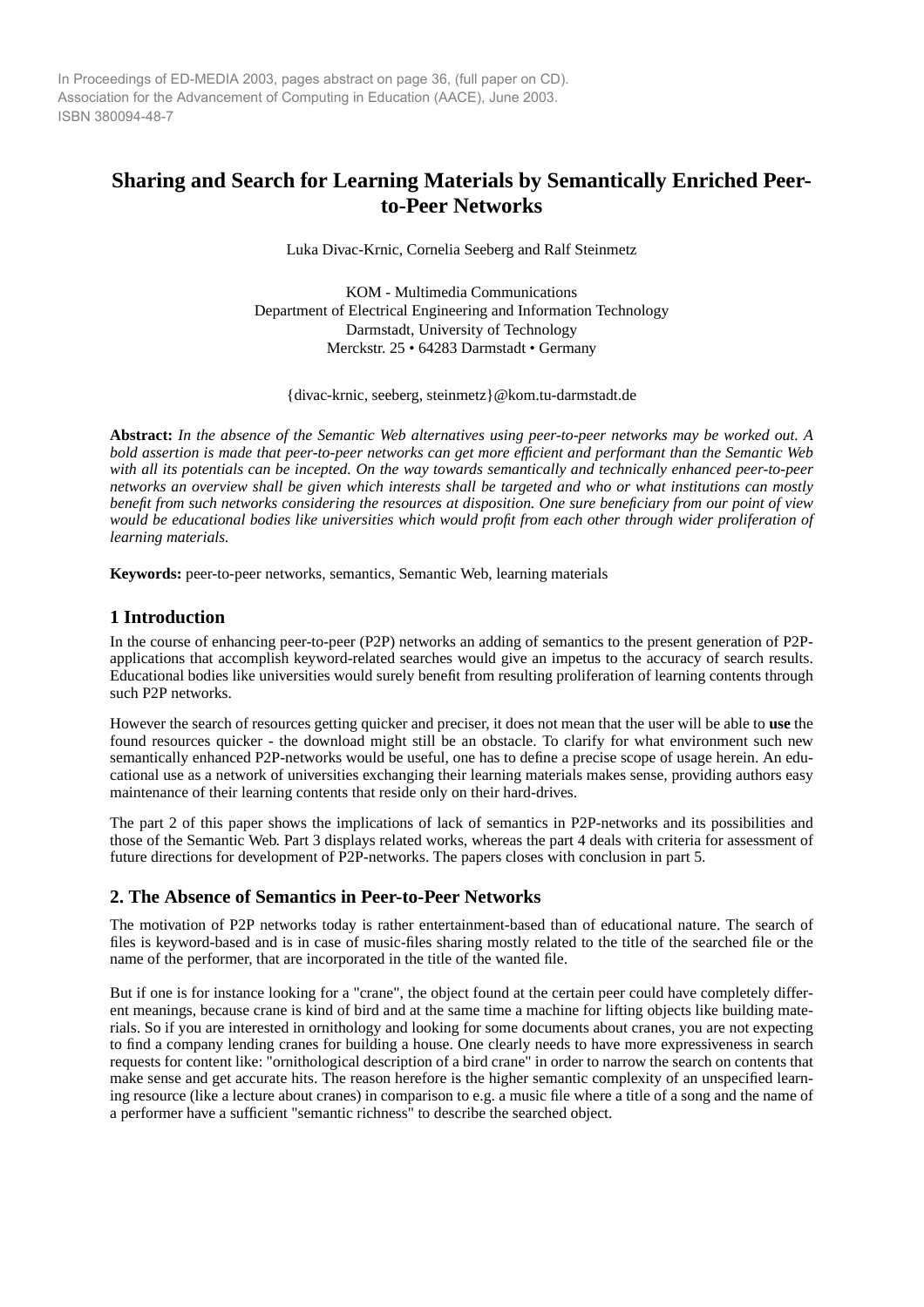In Proceedings of ED-MEDIA 2003, pages abstract on page 36, (full paper on CD).
Association for the Advancement of Computing in Education (AACE), June 2003.
ISBN 380094-48-7

# Sharing and Search for Learning Materials by Semantically Enriched Peer-to-Peer Networks

Luka Divac-Krnic, Cornelia Seeberg and Ralf Steinmetz

KOM - Multimedia Communications
Department of Electrical Engineering and Information Technology
Darmstadt, University of Technology
Merckstr. 25 • 64283 Darmstadt • Germany

{divac-krnic, seeberg, steinmetz}@kom.tu-darmstadt.de

**Abstract:** *In the absence of the Semantic Web alternatives using peer-to-peer networks may be worked out. A bold assertion is made that peer-to-peer networks can get more efficient and performant than the Semantic Web with all its potentials can be incepted. On the way towards semantically and technically enhanced peer-to-peer networks an overview shall be given which interests shall be targeted and who or what institutions can mostly benefit from such networks considering the resources at disposition. One sure beneficiary from our point of view would be educational bodies like universities which would profit from each other through wider proliferation of learning materials.*

**Keywords:** peer-to-peer networks, semantics, Semantic Web, learning materials

## 1 Introduction

In the course of enhancing peer-to-peer (P2P) networks an adding of semantics to the present generation of P2P-applications that accomplish keyword-related searches would give an impetus to the accuracy of search results. Educational bodies like universities would surely benefit from resulting proliferation of learning contents through such P2P networks.

However the search of resources getting quicker and preciser, it does not mean that the user will be able to **use** the found resources quicker - the download might still be an obstacle. To clarify for what environment such new semantically enhanced P2P-networks would be useful, one has to define a precise scope of usage herein. An educational use as a network of universities exchanging their learning materials makes sense, providing authors easy maintenance of their learning contents that reside only on their hard-drives.

The part 2 of this paper shows the implications of lack of semantics in P2P-networks and its possibilities and those of the Semantic Web. Part 3 displays related works, whereas the part 4 deals with criteria for assessment of future directions for development of P2P-networks. The papers closes with conclusion in part 5.

## 2. The Absence of Semantics in Peer-to-Peer Networks

The motivation of P2P networks today is rather entertainment-based than of educational nature. The search of files is keyword-based and is in case of music-files sharing mostly related to the title of the searched file or the name of the performer, that are incorporated in the title of the wanted file.

But if one is for instance looking for a "crane", the object found at the certain peer could have completely different meanings, because crane is kind of bird and at the same time a machine for lifting objects like building materials. So if you are interested in ornithology and looking for some documents about cranes, you are not expecting to find a company lending cranes for building a house. One clearly needs to have more expressiveness in search requests for content like: "ornithological description of a bird crane" in order to narrow the search on contents that make sense and get accurate hits. The reason herefore is the higher semantic complexity of an unspecified learning resource (like a lecture about cranes) in comparison to e.g. a music file where a title of a song and the name of a performer have a sufficient "semantic richness" to describe the searched object.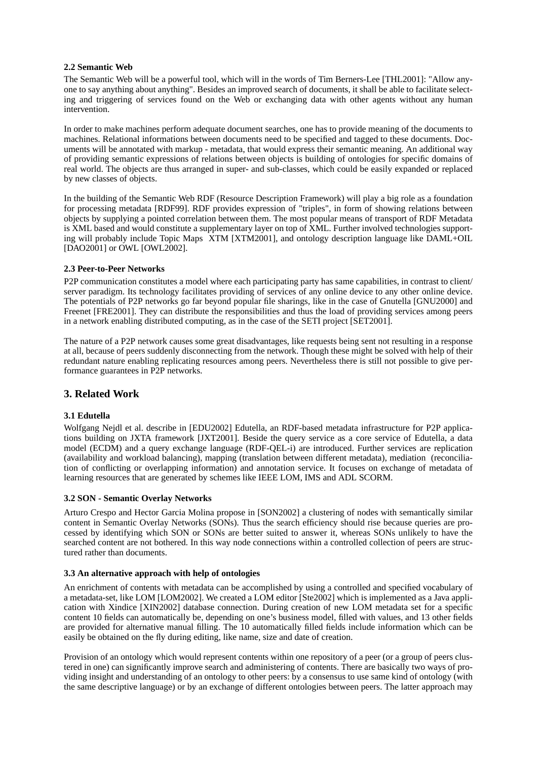#### 2.2 Semantic Web

The Semantic Web will be a powerful tool, which will in the words of Tim Berners-Lee [THL2001]: "Allow anyone to say anything about anything". Besides an improved search of documents, it shall be able to facilitate selecting and triggering of services found on the Web or exchanging data with other agents without any human intervention.

In order to make machines perform adequate document searches, one has to provide meaning of the documents to machines. Relational informations between documents need to be specified and tagged to these documents. Documents will be annotated with markup - metadata, that would express their semantic meaning. An additional way of providing semantic expressions of relations between objects is building of ontologies for specific domains of real world. The objects are thus arranged in super- and sub-classes, which could be easily expanded or replaced by new classes of objects.

In the building of the Semantic Web RDF (Resource Description Framework) will play a big role as a foundation for processing metadata [RDF99]. RDF provides expression of "triples", in form of showing relations between objects by supplying a pointed correlation between them. The most popular means of transport of RDF Metadata is XML based and would constitute a supplementary layer on top of XML. Further involved technologies supporting will probably include Topic Maps XTM [XTM2001], and ontology description language like DAML+OIL [DAO2001] or OWL [OWL2002].

#### 2.3 Peer-to-Peer Networks

P2P communication constitutes a model where each participating party has same capabilities, in contrast to client/server paradigm. Its technology facilitates providing of services of any online device to any other online device. The potentials of P2P networks go far beyond popular file sharings, like in the case of Gnutella [GNU2000] and Freenet [FRE2001]. They can distribute the responsibilities and thus the load of providing services among peers in a network enabling distributed computing, as in the case of the SETI project [SET2001].

The nature of a P2P network causes some great disadvantages, like requests being sent not resulting in a response at all, because of peers suddenly disconnecting from the network. Though these might be solved with help of their redundant nature enabling replicating resources among peers. Nevertheless there is still not possible to give performance guarantees in P2P networks.

## 3. Related Work

#### 3.1 Edutella

Wolfgang Nejdl et al. describe in [EDU2002] Edutella, an RDF-based metadata infrastructure for P2P applications building on JXTA framework [JXT2001]. Beside the query service as a core service of Edutella, a data model (ECDM) and a query exchange language (RDF-QEL-i) are introduced. Further services are replication (availability and workload balancing), mapping (translation between different metadata), mediation (reconciliation of conflicting or overlapping information) and annotation service. It focuses on exchange of metadata of learning resources that are generated by schemes like IEEE LOM, IMS and ADL SCORM.

#### 3.2 SON - Semantic Overlay Networks

Arturo Crespo and Hector Garcia Molina propose in [SON2002] a clustering of nodes with semantically similar content in Semantic Overlay Networks (SONs). Thus the search efficiency should rise because queries are processed by identifying which SON or SONs are better suited to answer it, whereas SONs unlikely to have the searched content are not bothered. In this way node connections within a controlled collection of peers are structured rather than documents.

#### 3.3 An alternative approach with help of ontologies

An enrichment of contents with metadata can be accomplished by using a controlled and specified vocabulary of a metadata-set, like LOM [LOM2002]. We created a LOM editor [Ste2002] which is implemented as a Java application with Xindice [XIN2002] database connection. During creation of new LOM metadata set for a specific content 10 fields can automatically be, depending on one's business model, filled with values, and 13 other fields are provided for alternative manual filling. The 10 automatically filled fields include information which can be easily be obtained on the fly during editing, like name, size and date of creation.

Provision of an ontology which would represent contents within one repository of a peer (or a group of peers clustered in one) can significantly improve search and administering of contents. There are basically two ways of providing insight and understanding of an ontology to other peers: by a consensus to use same kind of ontology (with the same descriptive language) or by an exchange of different ontologies between peers. The latter approach may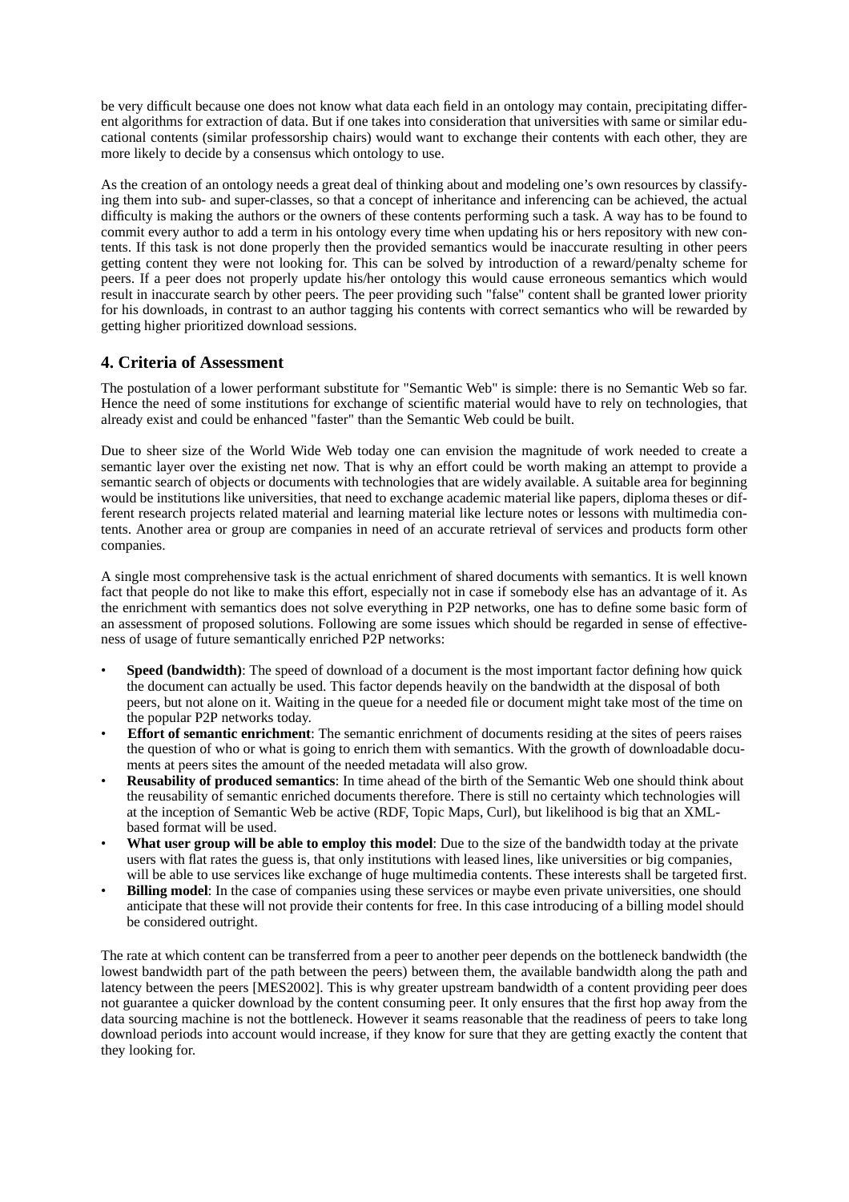be very difficult because one does not know what data each field in an ontology may contain, precipitating different algorithms for extraction of data. But if one takes into consideration that universities with same or similar educational contents (similar professorship chairs) would want to exchange their contents with each other, they are more likely to decide by a consensus which ontology to use.

As the creation of an ontology needs a great deal of thinking about and modeling one's own resources by classifying them into sub- and super-classes, so that a concept of inheritance and inferencing can be achieved, the actual difficulty is making the authors or the owners of these contents performing such a task. A way has to be found to commit every author to add a term in his ontology every time when updating his or hers repository with new contents. If this task is not done properly then the provided semantics would be inaccurate resulting in other peers getting content they were not looking for. This can be solved by introduction of a reward/penalty scheme for peers. If a peer does not properly update his/her ontology this would cause erroneous semantics which would result in inaccurate search by other peers. The peer providing such "false" content shall be granted lower priority for his downloads, in contrast to an author tagging his contents with correct semantics who will be rewarded by getting higher prioritized download sessions.

## 4. Criteria of Assessment

The postulation of a lower performant substitute for "Semantic Web" is simple: there is no Semantic Web so far. Hence the need of some institutions for exchange of scientific material would have to rely on technologies, that already exist and could be enhanced "faster" than the Semantic Web could be built.

Due to sheer size of the World Wide Web today one can envision the magnitude of work needed to create a semantic layer over the existing net now. That is why an effort could be worth making an attempt to provide a semantic search of objects or documents with technologies that are widely available. A suitable area for beginning would be institutions like universities, that need to exchange academic material like papers, diploma theses or different research projects related material and learning material like lecture notes or lessons with multimedia contents. Another area or group are companies in need of an accurate retrieval of services and products form other companies.

A single most comprehensive task is the actual enrichment of shared documents with semantics. It is well known fact that people do not like to make this effort, especially not in case if somebody else has an advantage of it. As the enrichment with semantics does not solve everything in P2P networks, one has to define some basic form of an assessment of proposed solutions. Following are some issues which should be regarded in sense of effectiveness of usage of future semantically enriched P2P networks:

- **Speed (bandwidth)**: The speed of download of a document is the most important factor defining how quick the document can actually be used. This factor depends heavily on the bandwidth at the disposal of both peers, but not alone on it. Waiting in the queue for a needed file or document might take most of the time on the popular P2P networks today.
- **Effort of semantic enrichment**: The semantic enrichment of documents residing at the sites of peers raises the question of who or what is going to enrich them with semantics. With the growth of downloadable documents at peers sites the amount of the needed metadata will also grow.
- **Reusability of produced semantics**: In time ahead of the birth of the Semantic Web one should think about the reusability of semantic enriched documents therefore. There is still no certainty which technologies will at the inception of Semantic Web be active (RDF, Topic Maps, Curl), but likelihood is big that an XML-based format will be used.
- **What user group will be able to employ this model**: Due to the size of the bandwidth today at the private users with flat rates the guess is, that only institutions with leased lines, like universities or big companies, will be able to use services like exchange of huge multimedia contents. These interests shall be targeted first.
- **Billing model**: In the case of companies using these services or maybe even private universities, one should anticipate that these will not provide their contents for free. In this case introducing of a billing model should be considered outright.

The rate at which content can be transferred from a peer to another peer depends on the bottleneck bandwidth (the lowest bandwidth part of the path between the peers) between them, the available bandwidth along the path and latency between the peers [MES2002]. This is why greater upstream bandwidth of a content providing peer does not guarantee a quicker download by the content consuming peer. It only ensures that the first hop away from the data sourcing machine is not the bottleneck. However it seams reasonable that the readiness of peers to take long download periods into account would increase, if they know for sure that they are getting exactly the content that they looking for.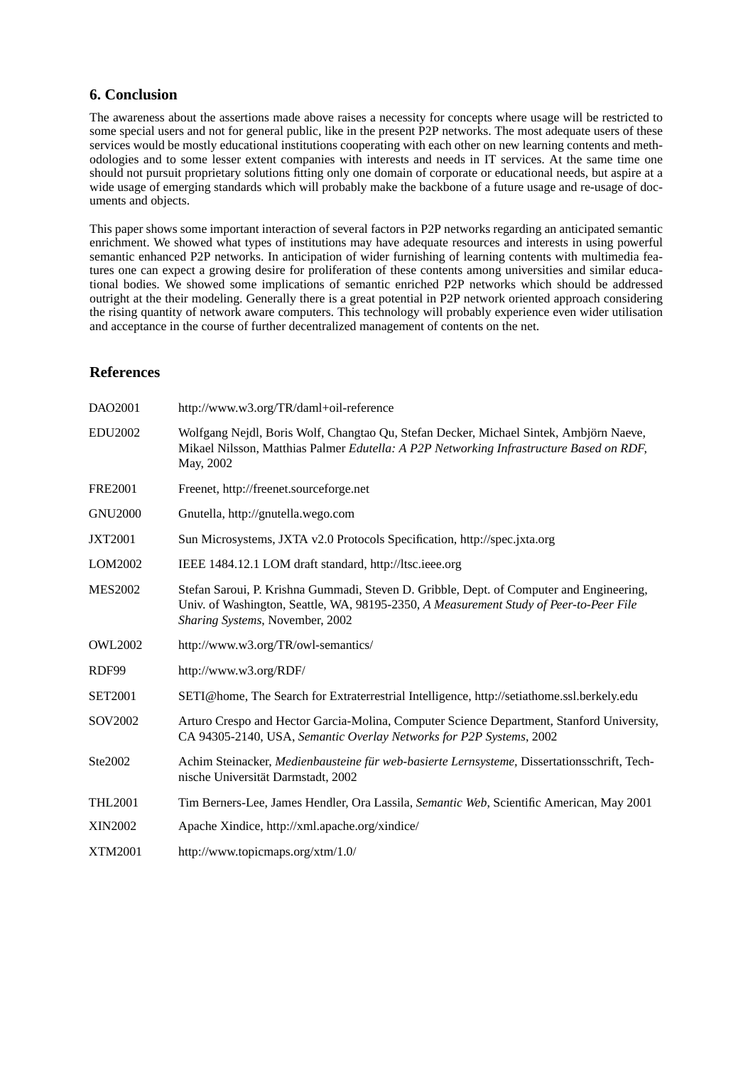## 6. Conclusion

The awareness about the assertions made above raises a necessity for concepts where usage will be restricted to some special users and not for general public, like in the present P2P networks. The most adequate users of these services would be mostly educational institutions cooperating with each other on new learning contents and methodologies and to some lesser extent companies with interests and needs in IT services. At the same time one should not pursuit proprietary solutions fitting only one domain of corporate or educational needs, but aspire at a wide usage of emerging standards which will probably make the backbone of a future usage and re-usage of documents and objects.

This paper shows some important interaction of several factors in P2P networks regarding an anticipated semantic enrichment. We showed what types of institutions may have adequate resources and interests in using powerful semantic enhanced P2P networks. In anticipation of wider furnishing of learning contents with multimedia features one can expect a growing desire for proliferation of these contents among universities and similar educational bodies. We showed some implications of semantic enriched P2P networks which should be addressed outright at the their modeling. Generally there is a great potential in P2P network oriented approach considering the rising quantity of network aware computers. This technology will probably experience even wider utilisation and acceptance in the course of further decentralized management of contents on the net.

## References

| | |
|---|---|
| DAO2001 | http://www.w3.org/TR/daml+oil-reference |
| EDU2002 | Wolfgang Nejdl, Boris Wolf, Changtao Qu, Stefan Decker, Michael Sintek, Ambjörn Naeve, Mikael Nilsson, Matthias Palmer *Edutella: A P2P Networking Infrastructure Based on RDF*, May, 2002 |
| FRE2001 | Freenet, http://freenet.sourceforge.net |
| GNU2000 | Gnutella, http://gnutella.wego.com |
| JXT2001 | Sun Microsystems, JXTA v2.0 Protocols Specification, http://spec.jxta.org |
| LOM2002 | IEEE 1484.12.1 LOM draft standard, http://ltsc.ieee.org |
| MES2002 | Stefan Saroui, P. Krishna Gummadi, Steven D. Gribble, Dept. of Computer and Engineering, Univ. of Washington, Seattle, WA, 98195-2350, *A Measurement Study of Peer-to-Peer File Sharing Systems*, November, 2002 |
| OWL2002 | http://www.w3.org/TR/owl-semantics/ |
| RDF99 | http://www.w3.org/RDF/ |
| SET2001 | SETI@home, The Search for Extraterrestrial Intelligence, http://setiathome.ssl.berkely.edu |
| SOV2002 | Arturo Crespo and Hector Garcia-Molina, Computer Science Department, Stanford University, CA 94305-2140, USA, *Semantic Overlay Networks for P2P Systems*, 2002 |
| Ste2002 | Achim Steinacker, *Medienbausteine für web-basierte Lernsysteme*, Dissertationsschrift, Technische Universität Darmstadt, 2002 |
| THL2001 | Tim Berners-Lee, James Hendler, Ora Lassila, *Semantic Web*, Scientific American, May 2001 |
| XIN2002 | Apache Xindice, http://xml.apache.org/xindice/ |
| XTM2001 | http://www.topicmaps.org/xtm/1.0/ |